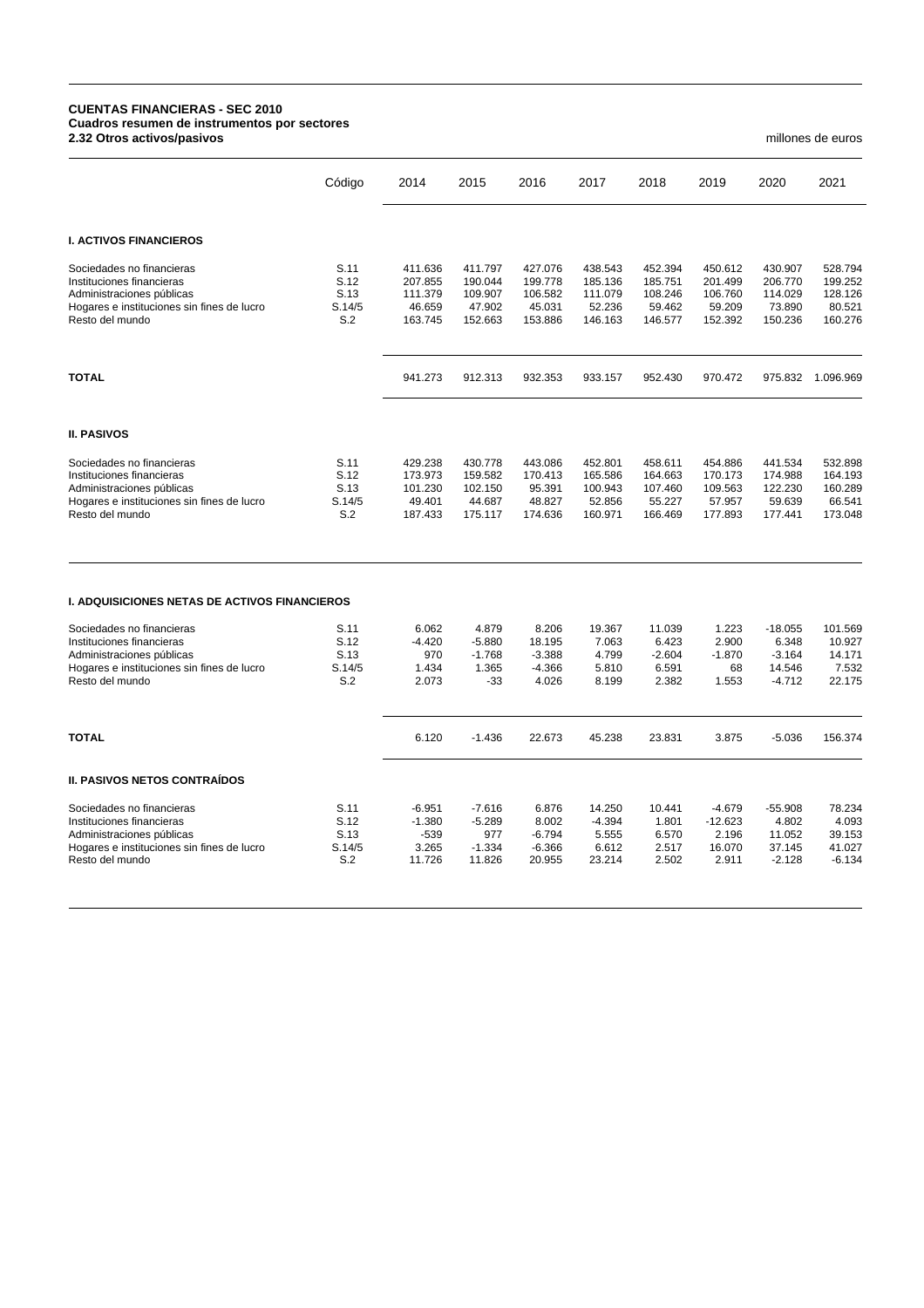**CUENTAS FINANCIERAS - SEC 2010**
**Cuadros resumen de instrumentos por sectores**
**2.32 Otros activos/pasivos**

millones de euros

| | Código | 2014 | 2015 | 2016 | 2017 | 2018 | 2019 | 2020 | 2021 |
|---|---|---|---|---|---|---|---|---|---|
| **I. ACTIVOS FINANCIEROS** | | | | | | | | | |
| Sociedades no financieras | S.11 | 411.636 | 411.797 | 427.076 | 438.543 | 452.394 | 450.612 | 430.907 | 528.794 |
| Instituciones financieras | S.12 | 207.855 | 190.044 | 199.778 | 185.136 | 185.751 | 201.499 | 206.770 | 199.252 |
| Administraciones públicas | S.13 | 111.379 | 109.907 | 106.582 | 111.079 | 108.246 | 106.760 | 114.029 | 128.126 |
| Hogares e instituciones sin fines de lucro | S.14/5 | 46.659 | 47.902 | 45.031 | 52.236 | 59.462 | 59.209 | 73.890 | 80.521 |
| Resto del mundo | S.2 | 163.745 | 152.663 | 153.886 | 146.163 | 146.577 | 152.392 | 150.236 | 160.276 |
| **TOTAL** | | 941.273 | 912.313 | 932.353 | 933.157 | 952.430 | 970.472 | 975.832 | 1.096.969 |
| **II. PASIVOS** | | | | | | | | | |
| Sociedades no financieras | S.11 | 429.238 | 430.778 | 443.086 | 452.801 | 458.611 | 454.886 | 441.534 | 532.898 |
| Instituciones financieras | S.12 | 173.973 | 159.582 | 170.413 | 165.586 | 164.663 | 170.173 | 174.988 | 164.193 |
| Administraciones públicas | S.13 | 101.230 | 102.150 | 95.391 | 100.943 | 107.460 | 109.563 | 122.230 | 160.289 |
| Hogares e instituciones sin fines de lucro | S.14/5 | 49.401 | 44.687 | 48.827 | 52.856 | 55.227 | 57.957 | 59.639 | 66.541 |
| Resto del mundo | S.2 | 187.433 | 175.117 | 174.636 | 160.971 | 166.469 | 177.893 | 177.441 | 173.048 |

| | Código | 2014 | 2015 | 2016 | 2017 | 2018 | 2019 | 2020 | 2021 |
|---|---|---|---|---|---|---|---|---|---|
| **I. ADQUISICIONES NETAS DE ACTIVOS FINANCIEROS** | | | | | | | | | |
| Sociedades no financieras | S.11 | 6.062 | 4.879 | 8.206 | 19.367 | 11.039 | 1.223 | -18.055 | 101.569 |
| Instituciones financieras | S.12 | -4.420 | -5.880 | 18.195 | 7.063 | 6.423 | 2.900 | 6.348 | 10.927 |
| Administraciones públicas | S.13 | 970 | -1.768 | -3.388 | 4.799 | -2.604 | -1.870 | -3.164 | 14.171 |
| Hogares e instituciones sin fines de lucro | S.14/5 | 1.434 | 1.365 | -4.366 | 5.810 | 6.591 | 68 | 14.546 | 7.532 |
| Resto del mundo | S.2 | 2.073 | -33 | 4.026 | 8.199 | 2.382 | 1.553 | -4.712 | 22.175 |
| **TOTAL** | | 6.120 | -1.436 | 22.673 | 45.238 | 23.831 | 3.875 | -5.036 | 156.374 |
| **II. PASIVOS NETOS CONTRAÍDOS** | | | | | | | | | |
| Sociedades no financieras | S.11 | -6.951 | -7.616 | 6.876 | 14.250 | 10.441 | -4.679 | -55.908 | 78.234 |
| Instituciones financieras | S.12 | -1.380 | -5.289 | 8.002 | -4.394 | 1.801 | -12.623 | 4.802 | 4.093 |
| Administraciones públicas | S.13 | -539 | 977 | -6.794 | 5.555 | 6.570 | 2.196 | 11.052 | 39.153 |
| Hogares e instituciones sin fines de lucro | S.14/5 | 3.265 | -1.334 | -6.366 | 6.612 | 2.517 | 16.070 | 37.145 | 41.027 |
| Resto del mundo | S.2 | 11.726 | 11.826 | 20.955 | 23.214 | 2.502 | 2.911 | -2.128 | -6.134 |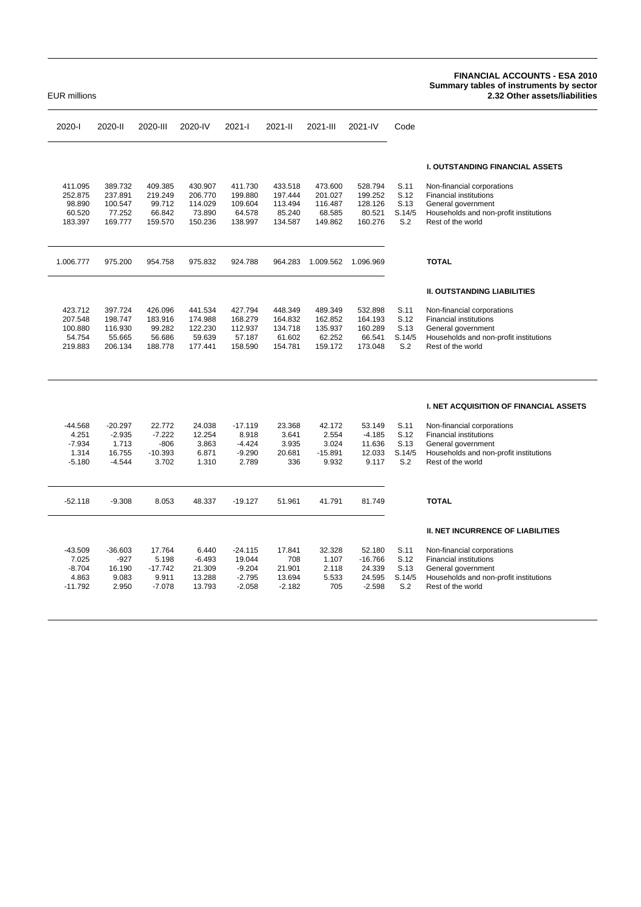EUR millions

**FINANCIAL ACCOUNTS - ESA 2010**
**Summary tables of instruments by sector**
**2.32 Other assets/liabilities**

| 2020-I | 2020-II | 2020-III | 2020-IV | 2021-I | 2021-II | 2021-III | 2021-IV | Code | |
|---|---|---|---|---|---|---|---|---|---|
| | | | | | | | | | **I. OUTSTANDING FINANCIAL ASSETS** |
| 411.095 | 389.732 | 409.385 | 430.907 | 411.730 | 433.518 | 473.600 | 528.794 | S.11 | Non-financial corporations |
| 252.875 | 237.891 | 219.249 | 206.770 | 199.880 | 197.444 | 201.027 | 199.252 | S.12 | Financial institutions |
| 98.890 | 100.547 | 99.712 | 114.029 | 109.604 | 113.494 | 116.487 | 128.126 | S.13 | General government |
| 60.520 | 77.252 | 66.842 | 73.890 | 64.578 | 85.240 | 68.585 | 80.521 | S.14/5 | Households and non-profit institutions |
| 183.397 | 169.777 | 159.570 | 150.236 | 138.997 | 134.587 | 149.862 | 160.276 | S.2 | Rest of the world |
| 1.006.777 | 975.200 | 954.758 | 975.832 | 924.788 | 964.283 | 1.009.562 | 1.096.969 | | **TOTAL** |
| | | | | | | | | | **II. OUTSTANDING LIABILITIES** |
| 423.712 | 397.724 | 426.096 | 441.534 | 427.794 | 448.349 | 489.349 | 532.898 | S.11 | Non-financial corporations |
| 207.548 | 198.747 | 183.916 | 174.988 | 168.279 | 164.832 | 162.852 | 164.193 | S.12 | Financial institutions |
| 100.880 | 116.930 | 99.282 | 122.230 | 112.937 | 134.718 | 135.937 | 160.289 | S.13 | General government |
| 54.754 | 55.665 | 56.686 | 59.639 | 57.187 | 61.602 | 62.252 | 66.541 | S.14/5 | Households and non-profit institutions |
| 219.883 | 206.134 | 188.778 | 177.441 | 158.590 | 154.781 | 159.172 | 173.048 | S.2 | Rest of the world |

| 2020-I | 2020-II | 2020-III | 2020-IV | 2021-I | 2021-II | 2021-III | 2021-IV | Code | |
|---|---|---|---|---|---|---|---|---|---|
| | | | | | | | | | **I. NET ACQUISITION OF FINANCIAL ASSETS** |
| -44.568 | -20.297 | 22.772 | 24.038 | -17.119 | 23.368 | 42.172 | 53.149 | S.11 | Non-financial corporations |
| 4.251 | -2.935 | -7.222 | 12.254 | 8.918 | 3.641 | 2.554 | -4.185 | S.12 | Financial institutions |
| -7.934 | 1.713 | -806 | 3.863 | -4.424 | 3.935 | 3.024 | 11.636 | S.13 | General government |
| 1.314 | 16.755 | -10.393 | 6.871 | -9.290 | 20.681 | -15.891 | 12.033 | S.14/5 | Households and non-profit institutions |
| -5.180 | -4.544 | 3.702 | 1.310 | 2.789 | 336 | 9.932 | 9.117 | S.2 | Rest of the world |
| -52.118 | -9.308 | 8.053 | 48.337 | -19.127 | 51.961 | 41.791 | 81.749 | | **TOTAL** |
| | | | | | | | | | **II. NET INCURRENCE OF LIABILITIES** |
| -43.509 | -36.603 | 17.764 | 6.440 | -24.115 | 17.841 | 32.328 | 52.180 | S.11 | Non-financial corporations |
| 7.025 | -927 | 5.198 | -6.493 | 19.044 | 708 | 1.107 | -16.766 | S.12 | Financial institutions |
| -8.704 | 16.190 | -17.742 | 21.309 | -9.204 | 21.901 | 2.118 | 24.339 | S.13 | General government |
| 4.863 | 9.083 | 9.911 | 13.288 | -2.795 | 13.694 | 5.533 | 24.595 | S.14/5 | Households and non-profit institutions |
| -11.792 | 2.950 | -7.078 | 13.793 | -2.058 | -2.182 | 705 | -2.598 | S.2 | Rest of the world |